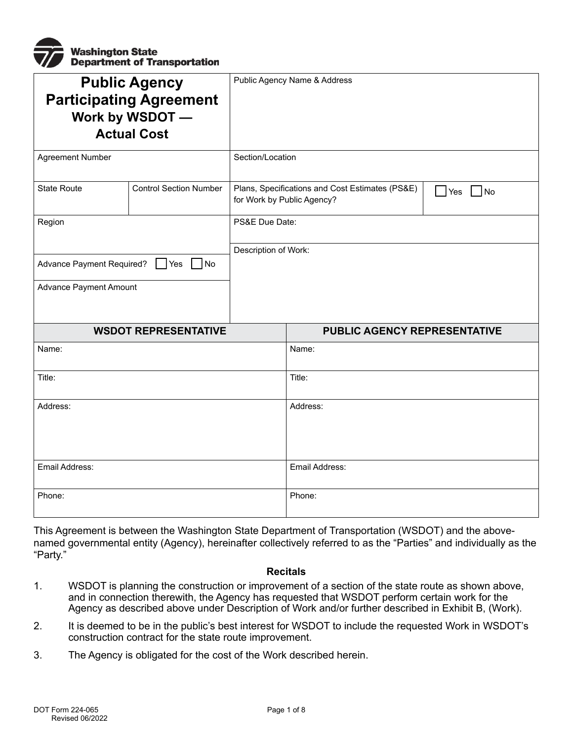Washington State Department of Transportation

| Public Agency Participating Agreement Work by WSDOT — Actual Cost | | Public Agency Name & Address | |
|---|---|---|---|
| Agreement Number | | Section/Location | |
| State Route | Control Section Number | Plans, Specifications and Cost Estimates (PS&E) for Work by Public Agency? | ☐ Yes ☐ No |
| Region | | PS&E Due Date: | |
| Advance Payment Required? ☐ Yes ☐ No | | Description of Work: | |
| Advance Payment Amount | | | |

| WSDOT REPRESENTATIVE | PUBLIC AGENCY REPRESENTATIVE |
|---|---|
| Name: | Name: |
| Title: | Title: |
| Address: | Address: |
| Email Address: | Email Address: |
| Phone: | Phone: |

This Agreement is between the Washington State Department of Transportation (WSDOT) and the above-named governmental entity (Agency), hereinafter collectively referred to as the "Parties" and individually as the "Party."

### Recitals

1. WSDOT is planning the construction or improvement of a section of the state route as shown above, and in connection therewith, the Agency has requested that WSDOT perform certain work for the Agency as described above under Description of Work and/or further described in Exhibit B, (Work).
2. It is deemed to be in the public's best interest for WSDOT to include the requested Work in WSDOT's construction contract for the state route improvement.
3. The Agency is obligated for the cost of the Work described herein.

DOT Form 224-065
Revised 06/2022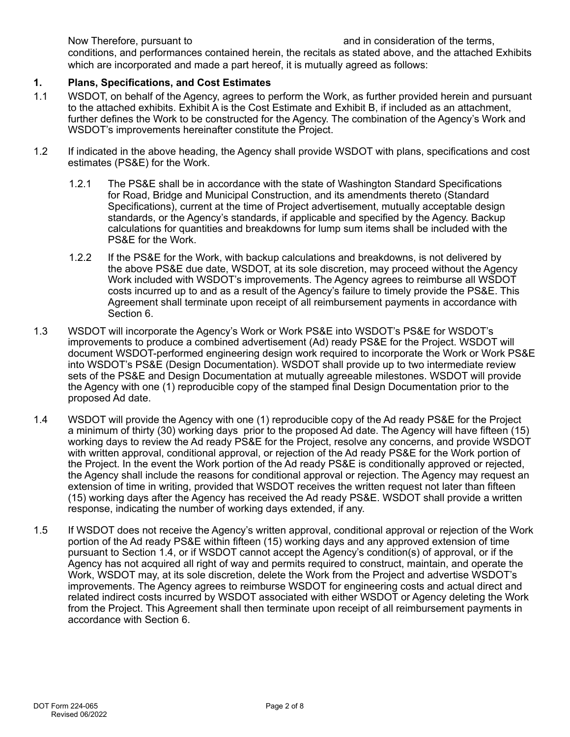Now Therefore, pursuant to and in consideration of the terms, conditions, and performances contained herein, the recitals as stated above, and the attached Exhibits which are incorporated and made a part hereof, it is mutually agreed as follows:

## 1. Plans, Specifications, and Cost Estimates

1.1 WSDOT, on behalf of the Agency, agrees to perform the Work, as further provided herein and pursuant to the attached exhibits. Exhibit A is the Cost Estimate and Exhibit B, if included as an attachment, further defines the Work to be constructed for the Agency. The combination of the Agency's Work and WSDOT's improvements hereinafter constitute the Project.

1.2 If indicated in the above heading, the Agency shall provide WSDOT with plans, specifications and cost estimates (PS&E) for the Work.

1.2.1 The PS&E shall be in accordance with the state of Washington Standard Specifications for Road, Bridge and Municipal Construction, and its amendments thereto (Standard Specifications), current at the time of Project advertisement, mutually acceptable design standards, or the Agency's standards, if applicable and specified by the Agency. Backup calculations for quantities and breakdowns for lump sum items shall be included with the PS&E for the Work.

1.2.2 If the PS&E for the Work, with backup calculations and breakdowns, is not delivered by the above PS&E due date, WSDOT, at its sole discretion, may proceed without the Agency Work included with WSDOT's improvements. The Agency agrees to reimburse all WSDOT costs incurred up to and as a result of the Agency's failure to timely provide the PS&E. This Agreement shall terminate upon receipt of all reimbursement payments in accordance with Section 6.

1.3 WSDOT will incorporate the Agency's Work or Work PS&E into WSDOT's PS&E for WSDOT's improvements to produce a combined advertisement (Ad) ready PS&E for the Project. WSDOT will document WSDOT-performed engineering design work required to incorporate the Work or Work PS&E into WSDOT's PS&E (Design Documentation). WSDOT shall provide up to two intermediate review sets of the PS&E and Design Documentation at mutually agreeable milestones. WSDOT will provide the Agency with one (1) reproducible copy of the stamped final Design Documentation prior to the proposed Ad date.

1.4 WSDOT will provide the Agency with one (1) reproducible copy of the Ad ready PS&E for the Project a minimum of thirty (30) working days prior to the proposed Ad date. The Agency will have fifteen (15) working days to review the Ad ready PS&E for the Project, resolve any concerns, and provide WSDOT with written approval, conditional approval, or rejection of the Ad ready PS&E for the Work portion of the Project. In the event the Work portion of the Ad ready PS&E is conditionally approved or rejected, the Agency shall include the reasons for conditional approval or rejection. The Agency may request an extension of time in writing, provided that WSDOT receives the written request not later than fifteen (15) working days after the Agency has received the Ad ready PS&E. WSDOT shall provide a written response, indicating the number of working days extended, if any.

1.5 If WSDOT does not receive the Agency's written approval, conditional approval or rejection of the Work portion of the Ad ready PS&E within fifteen (15) working days and any approved extension of time pursuant to Section 1.4, or if WSDOT cannot accept the Agency's condition(s) of approval, or if the Agency has not acquired all right of way and permits required to construct, maintain, and operate the Work, WSDOT may, at its sole discretion, delete the Work from the Project and advertise WSDOT's improvements. The Agency agrees to reimburse WSDOT for engineering costs and actual direct and related indirect costs incurred by WSDOT associated with either WSDOT or Agency deleting the Work from the Project. This Agreement shall then terminate upon receipt of all reimbursement payments in accordance with Section 6.

DOT Form 224-065
Revised 06/2022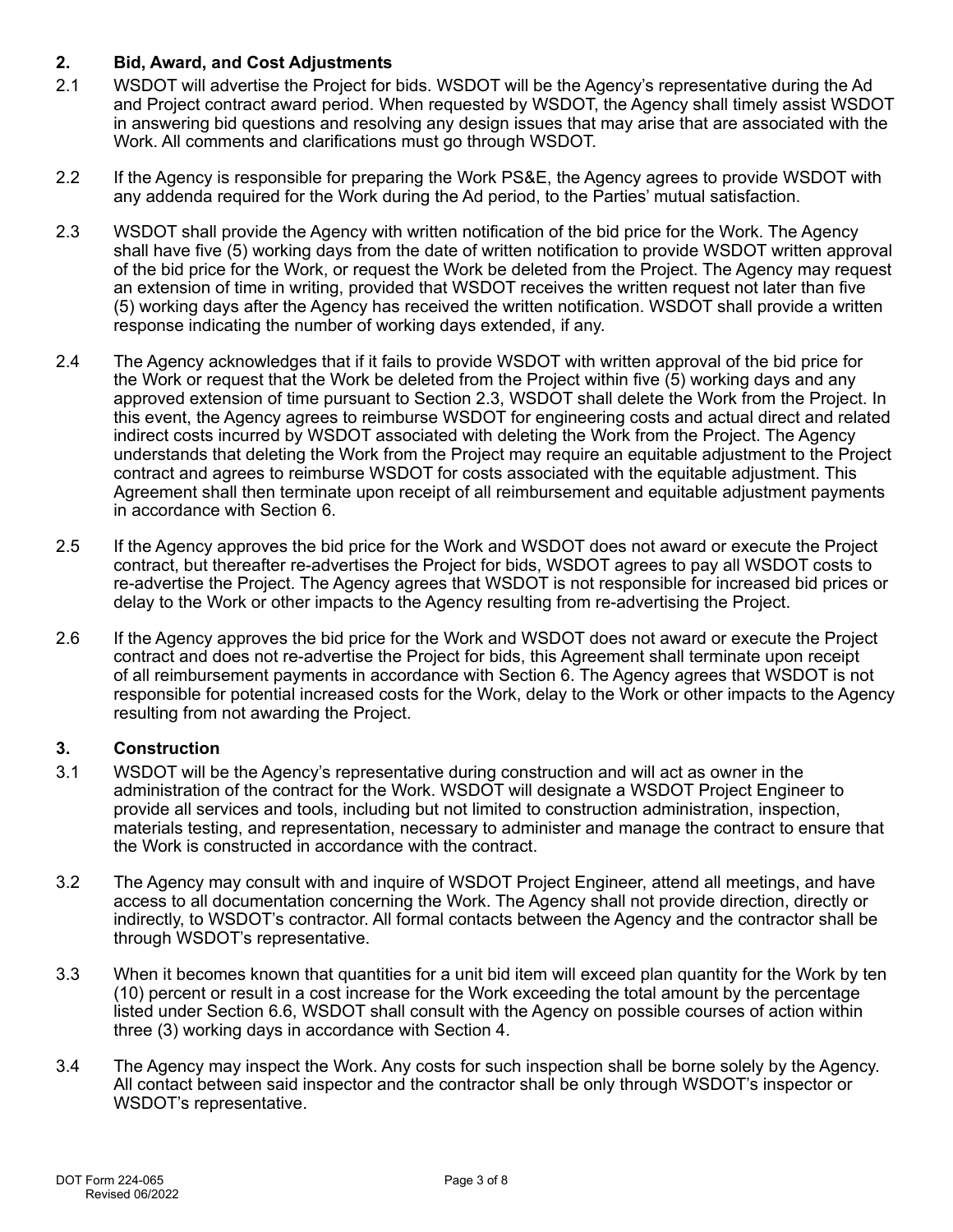## 2. Bid, Award, and Cost Adjustments

2.1 WSDOT will advertise the Project for bids. WSDOT will be the Agency's representative during the Ad and Project contract award period. When requested by WSDOT, the Agency shall timely assist WSDOT in answering bid questions and resolving any design issues that may arise that are associated with the Work. All comments and clarifications must go through WSDOT.

2.2 If the Agency is responsible for preparing the Work PS&E, the Agency agrees to provide WSDOT with any addenda required for the Work during the Ad period, to the Parties' mutual satisfaction.

2.3 WSDOT shall provide the Agency with written notification of the bid price for the Work. The Agency shall have five (5) working days from the date of written notification to provide WSDOT written approval of the bid price for the Work, or request the Work be deleted from the Project. The Agency may request an extension of time in writing, provided that WSDOT receives the written request not later than five (5) working days after the Agency has received the written notification. WSDOT shall provide a written response indicating the number of working days extended, if any.

2.4 The Agency acknowledges that if it fails to provide WSDOT with written approval of the bid price for the Work or request that the Work be deleted from the Project within five (5) working days and any approved extension of time pursuant to Section 2.3, WSDOT shall delete the Work from the Project. In this event, the Agency agrees to reimburse WSDOT for engineering costs and actual direct and related indirect costs incurred by WSDOT associated with deleting the Work from the Project. The Agency understands that deleting the Work from the Project may require an equitable adjustment to the Project contract and agrees to reimburse WSDOT for costs associated with the equitable adjustment. This Agreement shall then terminate upon receipt of all reimbursement and equitable adjustment payments in accordance with Section 6.

2.5 If the Agency approves the bid price for the Work and WSDOT does not award or execute the Project contract, but thereafter re-advertises the Project for bids, WSDOT agrees to pay all WSDOT costs to re-advertise the Project. The Agency agrees that WSDOT is not responsible for increased bid prices or delay to the Work or other impacts to the Agency resulting from re-advertising the Project.

2.6 If the Agency approves the bid price for the Work and WSDOT does not award or execute the Project contract and does not re-advertise the Project for bids, this Agreement shall terminate upon receipt of all reimbursement payments in accordance with Section 6. The Agency agrees that WSDOT is not responsible for potential increased costs for the Work, delay to the Work or other impacts to the Agency resulting from not awarding the Project.

## 3. Construction

3.1 WSDOT will be the Agency's representative during construction and will act as owner in the administration of the contract for the Work. WSDOT will designate a WSDOT Project Engineer to provide all services and tools, including but not limited to construction administration, inspection, materials testing, and representation, necessary to administer and manage the contract to ensure that the Work is constructed in accordance with the contract.

3.2 The Agency may consult with and inquire of WSDOT Project Engineer, attend all meetings, and have access to all documentation concerning the Work. The Agency shall not provide direction, directly or indirectly, to WSDOT's contractor. All formal contacts between the Agency and the contractor shall be through WSDOT's representative.

3.3 When it becomes known that quantities for a unit bid item will exceed plan quantity for the Work by ten (10) percent or result in a cost increase for the Work exceeding the total amount by the percentage listed under Section 6.6, WSDOT shall consult with the Agency on possible courses of action within three (3) working days in accordance with Section 4.

3.4 The Agency may inspect the Work. Any costs for such inspection shall be borne solely by the Agency. All contact between said inspector and the contractor shall be only through WSDOT's inspector or WSDOT's representative.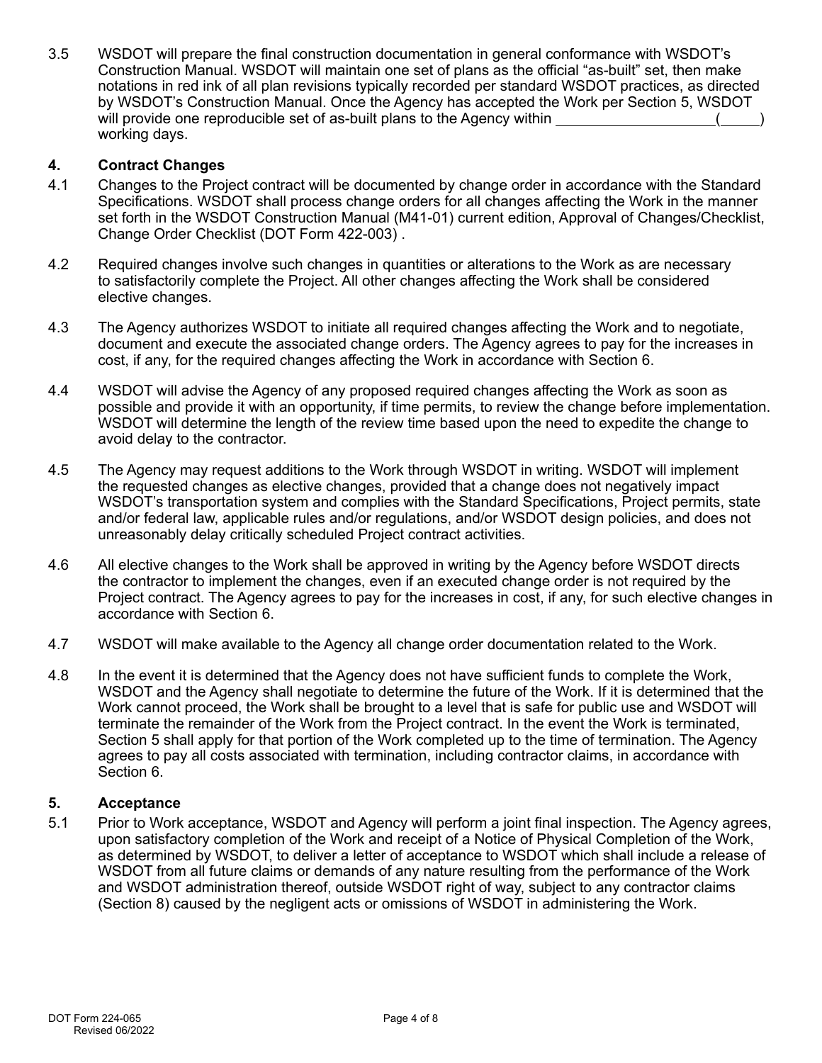3.5 WSDOT will prepare the final construction documentation in general conformance with WSDOT's Construction Manual. WSDOT will maintain one set of plans as the official "as-built" set, then make notations in red ink of all plan revisions typically recorded per standard WSDOT practices, as directed by WSDOT's Construction Manual. Once the Agency has accepted the Work per Section 5, WSDOT will provide one reproducible set of as-built plans to the Agency within ____________________(_____) working days.

## 4. Contract Changes

4.1 Changes to the Project contract will be documented by change order in accordance with the Standard Specifications. WSDOT shall process change orders for all changes affecting the Work in the manner set forth in the WSDOT Construction Manual (M41-01) current edition, Approval of Changes/Checklist, Change Order Checklist (DOT Form 422-003) .

4.2 Required changes involve such changes in quantities or alterations to the Work as are necessary to satisfactorily complete the Project. All other changes affecting the Work shall be considered elective changes.

4.3 The Agency authorizes WSDOT to initiate all required changes affecting the Work and to negotiate, document and execute the associated change orders. The Agency agrees to pay for the increases in cost, if any, for the required changes affecting the Work in accordance with Section 6.

4.4 WSDOT will advise the Agency of any proposed required changes affecting the Work as soon as possible and provide it with an opportunity, if time permits, to review the change before implementation. WSDOT will determine the length of the review time based upon the need to expedite the change to avoid delay to the contractor.

4.5 The Agency may request additions to the Work through WSDOT in writing. WSDOT will implement the requested changes as elective changes, provided that a change does not negatively impact WSDOT's transportation system and complies with the Standard Specifications, Project permits, state and/or federal law, applicable rules and/or regulations, and/or WSDOT design policies, and does not unreasonably delay critically scheduled Project contract activities.

4.6 All elective changes to the Work shall be approved in writing by the Agency before WSDOT directs the contractor to implement the changes, even if an executed change order is not required by the Project contract. The Agency agrees to pay for the increases in cost, if any, for such elective changes in accordance with Section 6.

4.7 WSDOT will make available to the Agency all change order documentation related to the Work.

4.8 In the event it is determined that the Agency does not have sufficient funds to complete the Work, WSDOT and the Agency shall negotiate to determine the future of the Work. If it is determined that the Work cannot proceed, the Work shall be brought to a level that is safe for public use and WSDOT will terminate the remainder of the Work from the Project contract. In the event the Work is terminated, Section 5 shall apply for that portion of the Work completed up to the time of termination. The Agency agrees to pay all costs associated with termination, including contractor claims, in accordance with Section 6.

## 5. Acceptance

5.1 Prior to Work acceptance, WSDOT and Agency will perform a joint final inspection. The Agency agrees, upon satisfactory completion of the Work and receipt of a Notice of Physical Completion of the Work, as determined by WSDOT, to deliver a letter of acceptance to WSDOT which shall include a release of WSDOT from all future claims or demands of any nature resulting from the performance of the Work and WSDOT administration thereof, outside WSDOT right of way, subject to any contractor claims (Section 8) caused by the negligent acts or omissions of WSDOT in administering the Work.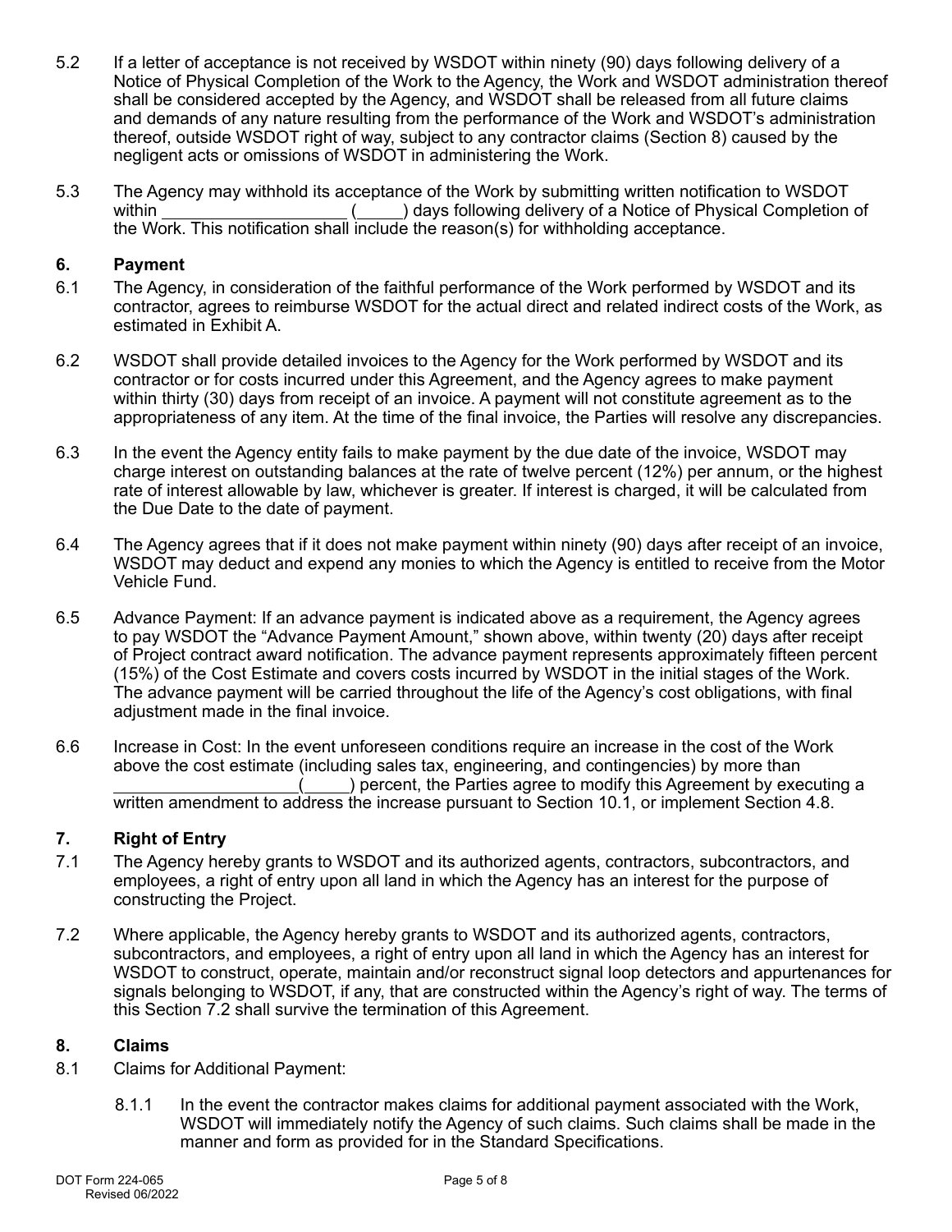5.2 If a letter of acceptance is not received by WSDOT within ninety (90) days following delivery of a Notice of Physical Completion of the Work to the Agency, the Work and WSDOT administration thereof shall be considered accepted by the Agency, and WSDOT shall be released from all future claims and demands of any nature resulting from the performance of the Work and WSDOT's administration thereof, outside WSDOT right of way, subject to any contractor claims (Section 8) caused by the negligent acts or omissions of WSDOT in administering the Work.

5.3 The Agency may withhold its acceptance of the Work by submitting written notification to WSDOT within ___________________ (_____) days following delivery of a Notice of Physical Completion of the Work. This notification shall include the reason(s) for withholding acceptance.

## 6. Payment

6.1 The Agency, in consideration of the faithful performance of the Work performed by WSDOT and its contractor, agrees to reimburse WSDOT for the actual direct and related indirect costs of the Work, as estimated in Exhibit A.

6.2 WSDOT shall provide detailed invoices to the Agency for the Work performed by WSDOT and its contractor or for costs incurred under this Agreement, and the Agency agrees to make payment within thirty (30) days from receipt of an invoice. A payment will not constitute agreement as to the appropriateness of any item. At the time of the final invoice, the Parties will resolve any discrepancies.

6.3 In the event the Agency entity fails to make payment by the due date of the invoice, WSDOT may charge interest on outstanding balances at the rate of twelve percent (12%) per annum, or the highest rate of interest allowable by law, whichever is greater. If interest is charged, it will be calculated from the Due Date to the date of payment.

6.4 The Agency agrees that if it does not make payment within ninety (90) days after receipt of an invoice, WSDOT may deduct and expend any monies to which the Agency is entitled to receive from the Motor Vehicle Fund.

6.5 Advance Payment: If an advance payment is indicated above as a requirement, the Agency agrees to pay WSDOT the "Advance Payment Amount," shown above, within twenty (20) days after receipt of Project contract award notification. The advance payment represents approximately fifteen percent (15%) of the Cost Estimate and covers costs incurred by WSDOT in the initial stages of the Work. The advance payment will be carried throughout the life of the Agency's cost obligations, with final adjustment made in the final invoice.

6.6 Increase in Cost: In the event unforeseen conditions require an increase in the cost of the Work above the cost estimate (including sales tax, engineering, and contingencies) by more than ___________________(_____) percent, the Parties agree to modify this Agreement by executing a written amendment to address the increase pursuant to Section 10.1, or implement Section 4.8.

## 7. Right of Entry

7.1 The Agency hereby grants to WSDOT and its authorized agents, contractors, subcontractors, and employees, a right of entry upon all land in which the Agency has an interest for the purpose of constructing the Project.

7.2 Where applicable, the Agency hereby grants to WSDOT and its authorized agents, contractors, subcontractors, and employees, a right of entry upon all land in which the Agency has an interest for WSDOT to construct, operate, maintain and/or reconstruct signal loop detectors and appurtenances for signals belonging to WSDOT, if any, that are constructed within the Agency's right of way. The terms of this Section 7.2 shall survive the termination of this Agreement.

## 8. Claims

8.1 Claims for Additional Payment:

8.1.1 In the event the contractor makes claims for additional payment associated with the Work, WSDOT will immediately notify the Agency of such claims. Such claims shall be made in the manner and form as provided for in the Standard Specifications.

DOT Form 224-065
Revised 06/2022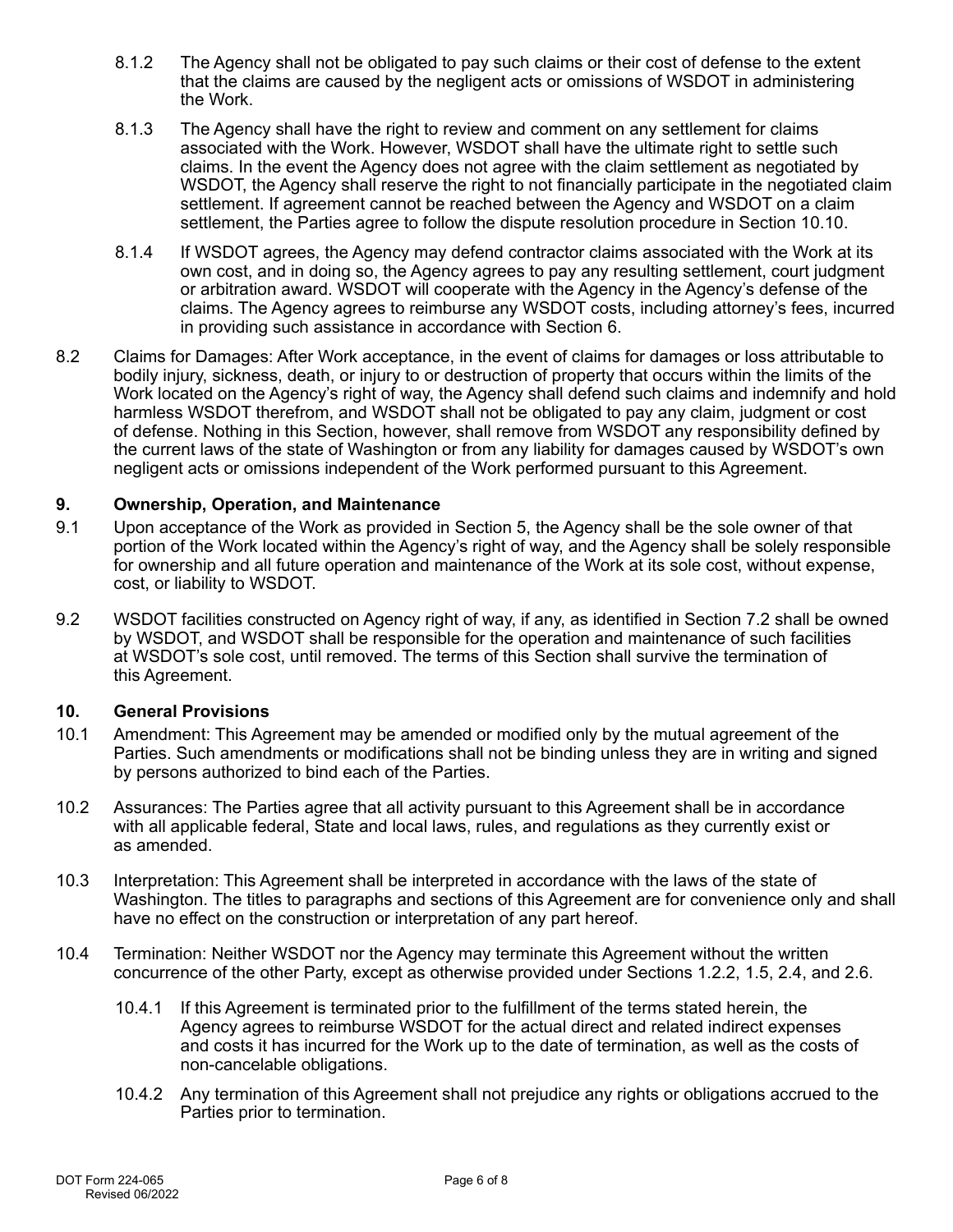8.1.2 The Agency shall not be obligated to pay such claims or their cost of defense to the extent that the claims are caused by the negligent acts or omissions of WSDOT in administering the Work.

8.1.3 The Agency shall have the right to review and comment on any settlement for claims associated with the Work. However, WSDOT shall have the ultimate right to settle such claims. In the event the Agency does not agree with the claim settlement as negotiated by WSDOT, the Agency shall reserve the right to not financially participate in the negotiated claim settlement. If agreement cannot be reached between the Agency and WSDOT on a claim settlement, the Parties agree to follow the dispute resolution procedure in Section 10.10.

8.1.4 If WSDOT agrees, the Agency may defend contractor claims associated with the Work at its own cost, and in doing so, the Agency agrees to pay any resulting settlement, court judgment or arbitration award. WSDOT will cooperate with the Agency in the Agency's defense of the claims. The Agency agrees to reimburse any WSDOT costs, including attorney's fees, incurred in providing such assistance in accordance with Section 6.

8.2 Claims for Damages: After Work acceptance, in the event of claims for damages or loss attributable to bodily injury, sickness, death, or injury to or destruction of property that occurs within the limits of the Work located on the Agency's right of way, the Agency shall defend such claims and indemnify and hold harmless WSDOT therefrom, and WSDOT shall not be obligated to pay any claim, judgment or cost of defense. Nothing in this Section, however, shall remove from WSDOT any responsibility defined by the current laws of the state of Washington or from any liability for damages caused by WSDOT's own negligent acts or omissions independent of the Work performed pursuant to this Agreement.

## 9. Ownership, Operation, and Maintenance

9.1 Upon acceptance of the Work as provided in Section 5, the Agency shall be the sole owner of that portion of the Work located within the Agency's right of way, and the Agency shall be solely responsible for ownership and all future operation and maintenance of the Work at its sole cost, without expense, cost, or liability to WSDOT.

9.2 WSDOT facilities constructed on Agency right of way, if any, as identified in Section 7.2 shall be owned by WSDOT, and WSDOT shall be responsible for the operation and maintenance of such facilities at WSDOT's sole cost, until removed. The terms of this Section shall survive the termination of this Agreement.

## 10. General Provisions

10.1 Amendment: This Agreement may be amended or modified only by the mutual agreement of the Parties. Such amendments or modifications shall not be binding unless they are in writing and signed by persons authorized to bind each of the Parties.

10.2 Assurances: The Parties agree that all activity pursuant to this Agreement shall be in accordance with all applicable federal, State and local laws, rules, and regulations as they currently exist or as amended.

10.3 Interpretation: This Agreement shall be interpreted in accordance with the laws of the state of Washington. The titles to paragraphs and sections of this Agreement are for convenience only and shall have no effect on the construction or interpretation of any part hereof.

10.4 Termination: Neither WSDOT nor the Agency may terminate this Agreement without the written concurrence of the other Party, except as otherwise provided under Sections 1.2.2, 1.5, 2.4, and 2.6.

10.4.1 If this Agreement is terminated prior to the fulfillment of the terms stated herein, the Agency agrees to reimburse WSDOT for the actual direct and related indirect expenses and costs it has incurred for the Work up to the date of termination, as well as the costs of non-cancelable obligations.

10.4.2 Any termination of this Agreement shall not prejudice any rights or obligations accrued to the Parties prior to termination.

DOT Form 224-065
Revised 06/2022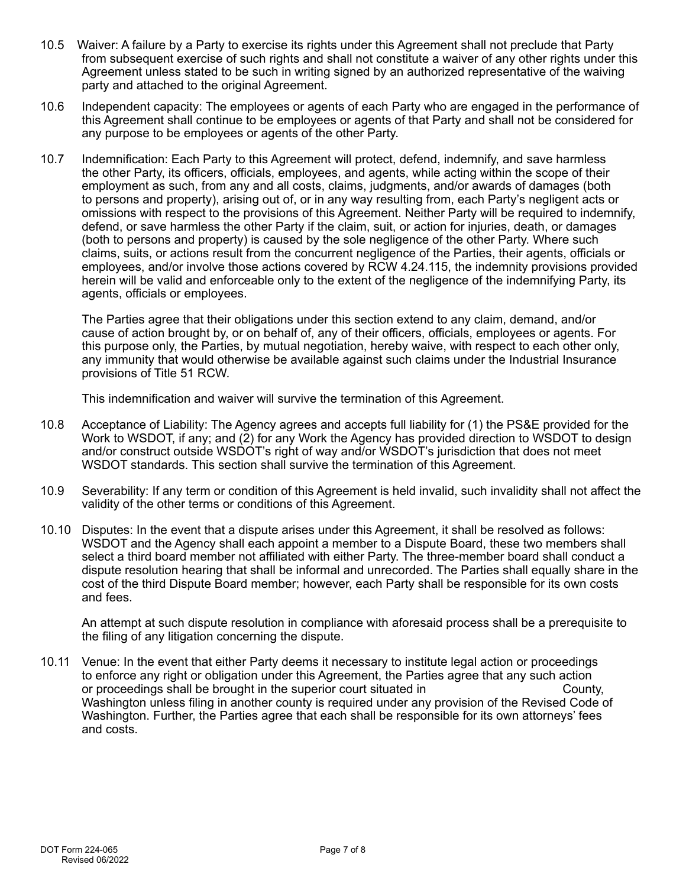10.5 Waiver: A failure by a Party to exercise its rights under this Agreement shall not preclude that Party from subsequent exercise of such rights and shall not constitute a waiver of any other rights under this Agreement unless stated to be such in writing signed by an authorized representative of the waiving party and attached to the original Agreement.

10.6 Independent capacity: The employees or agents of each Party who are engaged in the performance of this Agreement shall continue to be employees or agents of that Party and shall not be considered for any purpose to be employees or agents of the other Party.

10.7 Indemnification: Each Party to this Agreement will protect, defend, indemnify, and save harmless the other Party, its officers, officials, employees, and agents, while acting within the scope of their employment as such, from any and all costs, claims, judgments, and/or awards of damages (both to persons and property), arising out of, or in any way resulting from, each Party's negligent acts or omissions with respect to the provisions of this Agreement. Neither Party will be required to indemnify, defend, or save harmless the other Party if the claim, suit, or action for injuries, death, or damages (both to persons and property) is caused by the sole negligence of the other Party. Where such claims, suits, or actions result from the concurrent negligence of the Parties, their agents, officials or employees, and/or involve those actions covered by RCW 4.24.115, the indemnity provisions provided herein will be valid and enforceable only to the extent of the negligence of the indemnifying Party, its agents, officials or employees.

The Parties agree that their obligations under this section extend to any claim, demand, and/or cause of action brought by, or on behalf of, any of their officers, officials, employees or agents. For this purpose only, the Parties, by mutual negotiation, hereby waive, with respect to each other only, any immunity that would otherwise be available against such claims under the Industrial Insurance provisions of Title 51 RCW.

This indemnification and waiver will survive the termination of this Agreement.

10.8 Acceptance of Liability: The Agency agrees and accepts full liability for (1) the PS&E provided for the Work to WSDOT, if any; and (2) for any Work the Agency has provided direction to WSDOT to design and/or construct outside WSDOT's right of way and/or WSDOT's jurisdiction that does not meet WSDOT standards. This section shall survive the termination of this Agreement.

10.9 Severability: If any term or condition of this Agreement is held invalid, such invalidity shall not affect the validity of the other terms or conditions of this Agreement.

10.10 Disputes: In the event that a dispute arises under this Agreement, it shall be resolved as follows: WSDOT and the Agency shall each appoint a member to a Dispute Board, these two members shall select a third board member not affiliated with either Party. The three-member board shall conduct a dispute resolution hearing that shall be informal and unrecorded. The Parties shall equally share in the cost of the third Dispute Board member; however, each Party shall be responsible for its own costs and fees.

An attempt at such dispute resolution in compliance with aforesaid process shall be a prerequisite to the filing of any litigation concerning the dispute.

10.11 Venue: In the event that either Party deems it necessary to institute legal action or proceedings to enforce any right or obligation under this Agreement, the Parties agree that any such action or proceedings shall be brought in the superior court situated in County, Washington unless filing in another county is required under any provision of the Revised Code of Washington. Further, the Parties agree that each shall be responsible for its own attorneys' fees and costs.

DOT Form 224-065
Revised 06/2022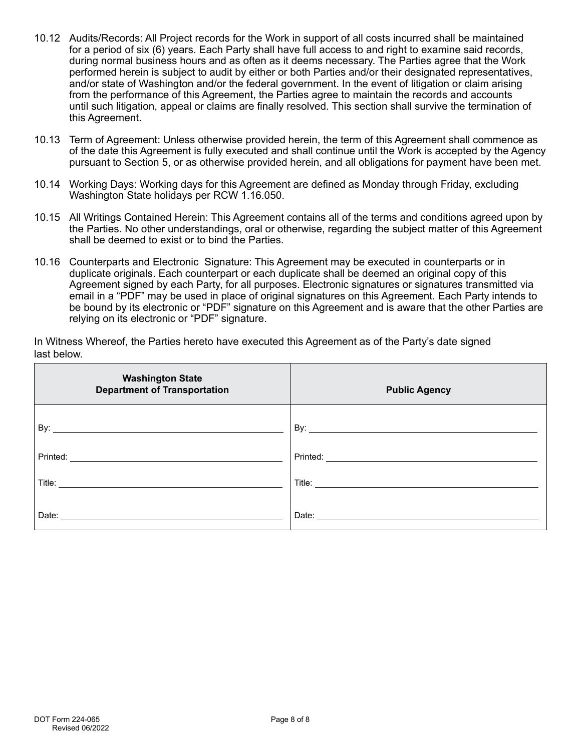10.12 Audits/Records: All Project records for the Work in support of all costs incurred shall be maintained for a period of six (6) years. Each Party shall have full access to and right to examine said records, during normal business hours and as often as it deems necessary. The Parties agree that the Work performed herein is subject to audit by either or both Parties and/or their designated representatives, and/or state of Washington and/or the federal government. In the event of litigation or claim arising from the performance of this Agreement, the Parties agree to maintain the records and accounts until such litigation, appeal or claims are finally resolved. This section shall survive the termination of this Agreement.

10.13 Term of Agreement: Unless otherwise provided herein, the term of this Agreement shall commence as of the date this Agreement is fully executed and shall continue until the Work is accepted by the Agency pursuant to Section 5, or as otherwise provided herein, and all obligations for payment have been met.

10.14 Working Days: Working days for this Agreement are defined as Monday through Friday, excluding Washington State holidays per RCW 1.16.050.

10.15 All Writings Contained Herein: This Agreement contains all of the terms and conditions agreed upon by the Parties. No other understandings, oral or otherwise, regarding the subject matter of this Agreement shall be deemed to exist or to bind the Parties.

10.16 Counterparts and Electronic Signature: This Agreement may be executed in counterparts or in duplicate originals. Each counterpart or each duplicate shall be deemed an original copy of this Agreement signed by each Party, for all purposes. Electronic signatures or signatures transmitted via email in a "PDF" may be used in place of original signatures on this Agreement. Each Party intends to be bound by its electronic or "PDF" signature on this Agreement and is aware that the other Parties are relying on its electronic or "PDF" signature.

In Witness Whereof, the Parties hereto have executed this Agreement as of the Party's date signed last below.

| **Washington State Department of Transportation** | **Public Agency** |
| --- | --- |
| By: | By: |
| Printed: | Printed: |
| Title: | Title: |
| Date: | Date: |

DOT Form 224-065
Revised 06/2022